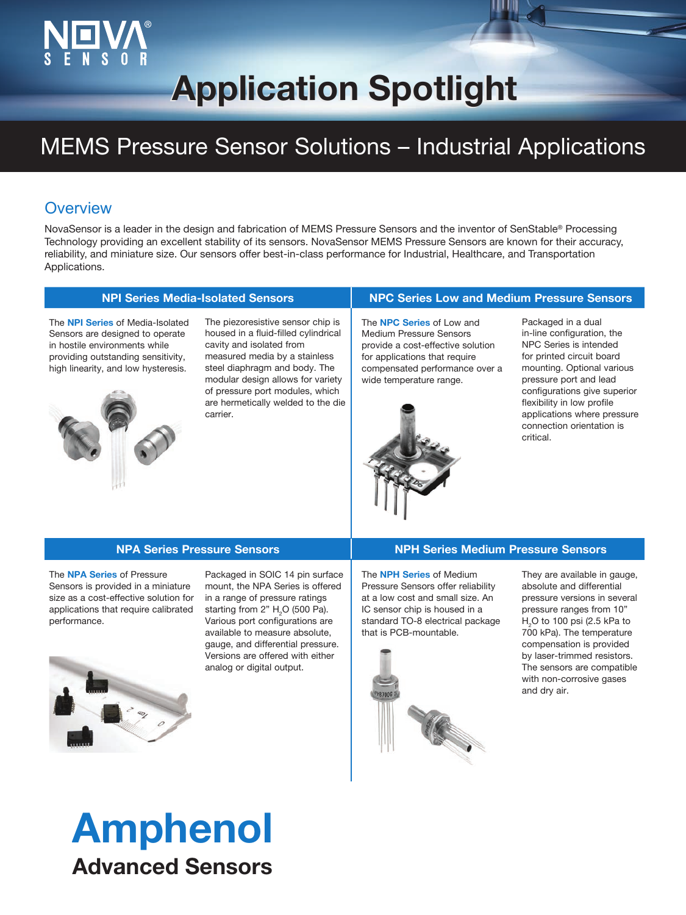# Application Spotlight

## MEMS Pressure Sensor Solutions – Industrial Applications

### Overview

NovaSensor is a leader in the design and fabrication of MEMS Pressure Sensors and the inventor of SenStable® Processing Technology providing an excellent stability of its sensors. NovaSensor MEMS Pressure Sensors are known for their accuracy, reliability, and miniature size. Our sensors offer best-in-class performance for Industrial, Healthcare, and Transportation Applications.

### NPI Series Media-Isolated Sensors

The **NPI Series** of Media-Isolated Sensors are designed to operate in hostile environments while providing outstanding sensitivity, high linearity, and low hysteresis.

The piezoresistive sensor chip is housed in a fluid-filled cylindrical cavity and isolated from measured media by a stainless steel diaphragm and body. The modular design allows for variety of pressure port modules, which are hermetically welded to the die carrier.

### NPC Series Low and Medium Pressure Sensors

The **NPC Series** of Low and Medium Pressure Sensors provide a cost-effective solution for applications that require compensated performance over a wide temperature range.

Packaged in a dual in-line configuration, the NPC Series is intended for printed circuit board mounting. Optional various pressure port and lead configurations give superior flexibility in low profile applications where pressure connection orientation is critical.

### NPA Series Pressure Sensors

The **NPA Series** of Pressure Sensors is provided in a miniature size as a cost-effective solution for applications that require calibrated performance.

Packaged in SOIC 14 pin surface mount, the NPA Series is offered in a range of pressure ratings starting from 2" $H_2O$ (500 Pa). Various port configurations are available to measure absolute, gauge, and differential pressure. Versions are offered with either analog or digital output.

### NPH Series Medium Pressure Sensors

The **NPH Series** of Medium Pressure Sensors offer reliability at a low cost and small size. An IC sensor chip is housed in a standard TO-8 electrical package that is PCB-mountable.

They are available in gauge, absolute and differential pressure versions in several pressure ranges from 10" $H_2O$ to 100 psi (2.5 kPa to 700 kPa). The temperature compensation is provided by laser-trimmed resistors. The sensors are compatible with non-corrosive gases and dry air.

**Amphenol**
**Advanced Sensors**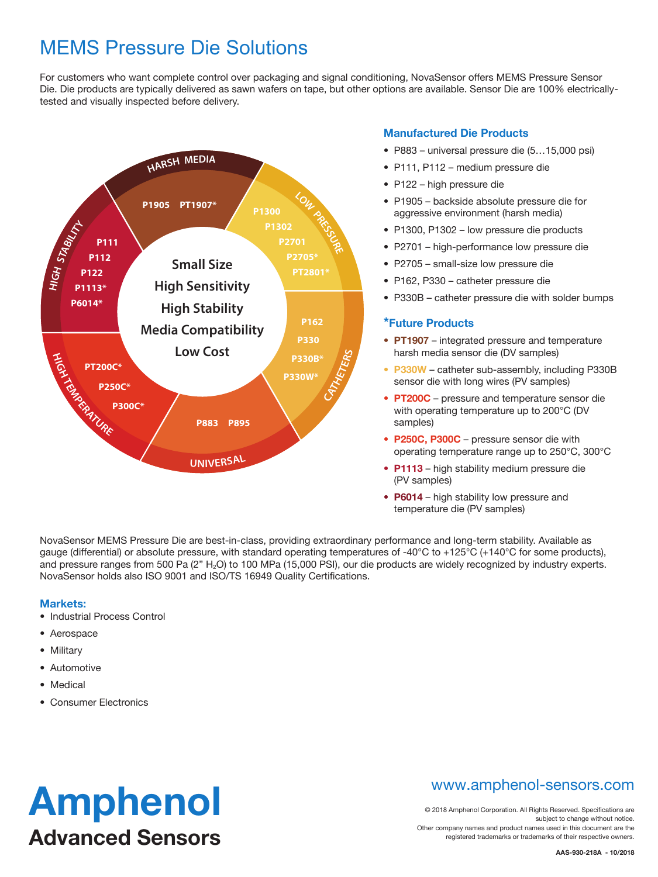# MEMS Pressure Die Solutions

For customers who want complete control over packaging and signal conditioning, NovaSensor offers MEMS Pressure Sensor Die. Die products are typically delivered as sawn wafers on tape, but other options are available. Sensor Die are 100% electrically-tested and visually inspected before delivery.

HARSH MEDIA
P1905 PT1907*

LOW PRESSURE
P1300
P1302
P2701
P2705*
PT2801*

CATHETERS
P162
P330
P330B*
P330W*

UNIVERSAL
P883 P895

HIGH TEMPERATURE
PT200C*
P250C*
P300C*

HIGH STABILITY
P111
P112
P122
P1113*
P6014*

Small Size
High Sensitivity
High Stability
Media Compatibility
Low Cost

### Manufactured Die Products

- P883 – universal pressure die (5…15,000 psi)
- P111, P112 – medium pressure die
- P122 – high pressure die
- P1905 – backside absolute pressure die for aggressive environment (harsh media)
- P1300, P1302 – low pressure die products
- P2701 – high-performance low pressure die
- P2705 – small-size low pressure die
- P162, P330 – catheter pressure die
- P330B – catheter pressure die with solder bumps

### *Future Products

- **PT1907** – integrated pressure and temperature harsh media sensor die (DV samples)
- **P330W** – catheter sub-assembly, including P330B sensor die with long wires (PV samples)
- **PT200C** – pressure and temperature sensor die with operating temperature up to 200°C (DV samples)
- **P250C, P300C** – pressure sensor die with operating temperature range up to 250°C, 300°C
- **P1113** – high stability medium pressure die (PV samples)
- **P6014** – high stability low pressure and temperature die (PV samples)

NovaSensor MEMS Pressure Die are best-in-class, providing extraordinary performance and long-term stability. Available as gauge (differential) or absolute pressure, with standard operating temperatures of -40°C to +125°C (+140°C for some products), and pressure ranges from 500 Pa (2" $H_2O$) to 100 MPa (15,000 PSI), our die products are widely recognized by industry experts. NovaSensor holds also ISO 9001 and ISO/TS 16949 Quality Certifications.

### Markets:

- Industrial Process Control
- Aerospace
- Military
- Automotive
- Medical
- Consumer Electronics

**Amphenol**
**Advanced Sensors**

www.amphenol-sensors.com

© 2018 Amphenol Corporation. All Rights Reserved. Specifications are subject to change without notice.
Other company names and product names used in this document are the registered trademarks or trademarks of their respective owners.

AAS-930-218A - 10/2018